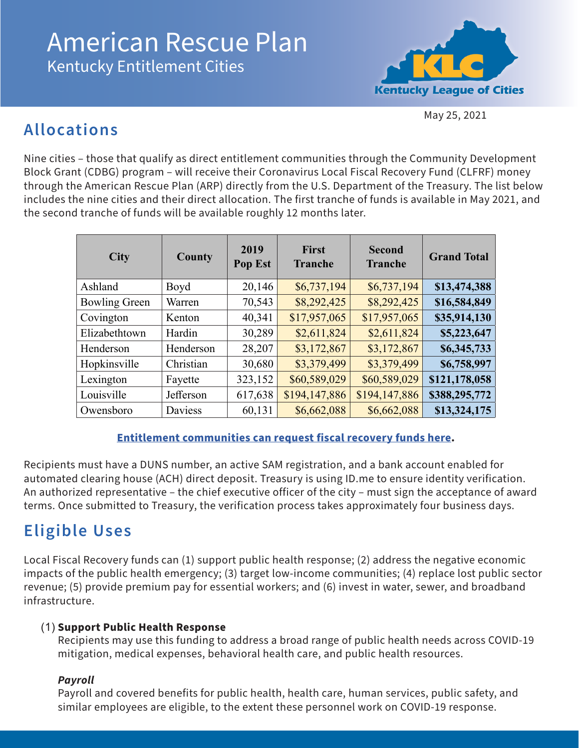# American Rescue Plan

Kentucky Entitlement Cities

Kentucky League of Cities

May 25, 2021

## Allocations

Nine cities – those that qualify as direct entitlement communities through the Community Development Block Grant (CDBG) program – will receive their Coronavirus Local Fiscal Recovery Fund (CLFRF) money through the American Rescue Plan (ARP) directly from the U.S. Department of the Treasury. The list below includes the nine cities and their direct allocation. The first tranche of funds is available in May 2021, and the second tranche of funds will be available roughly 12 months later.

| City | County | 2019 Pop Est | First Tranche | Second Tranche | Grand Total |
|---|---|---|---|---|---|
| Ashland | Boyd | 20,146 | $6,737,194 | $6,737,194 | **$13,474,388** |
| Bowling Green | Warren | 70,543 | $8,292,425 | $8,292,425 | **$16,584,849** |
| Covington | Kenton | 40,341 | $17,957,065 | $17,957,065 | **$35,914,130** |
| Elizabethtown | Hardin | 30,289 | $2,611,824 | $2,611,824 | **$5,223,647** |
| Henderson | Henderson | 28,207 | $3,172,867 | $3,172,867 | **$6,345,733** |
| Hopkinsville | Christian | 30,680 | $3,379,499 | $3,379,499 | **$6,758,997** |
| Lexington | Fayette | 323,152 | $60,589,029 | $60,589,029 | **$121,178,058** |
| Louisville | Jefferson | 617,638 | $194,147,886 | $194,147,886 | **$388,295,772** |
| Owensboro | Daviess | 60,131 | $6,662,088 | $6,662,088 | **$13,324,175** |

**Entitlement communities can request fiscal recovery funds here.**

Recipients must have a DUNS number, an active SAM registration, and a bank account enabled for automated clearing house (ACH) direct deposit. Treasury is using ID.me to ensure identity verification. An authorized representative – the chief executive officer of the city – must sign the acceptance of award terms. Once submitted to Treasury, the verification process takes approximately four business days.

## Eligible Uses

Local Fiscal Recovery funds can (1) support public health response; (2) address the negative economic impacts of the public health emergency; (3) target low-income communities; (4) replace lost public sector revenue; (5) provide premium pay for essential workers; and (6) invest in water, sewer, and broadband infrastructure.

(1) **Support Public Health Response**

Recipients may use this funding to address a broad range of public health needs across COVID-19 mitigation, medical expenses, behavioral health care, and public health resources.

***Payroll***

Payroll and covered benefits for public health, health care, human services, public safety, and similar employees are eligible, to the extent these personnel work on COVID-19 response.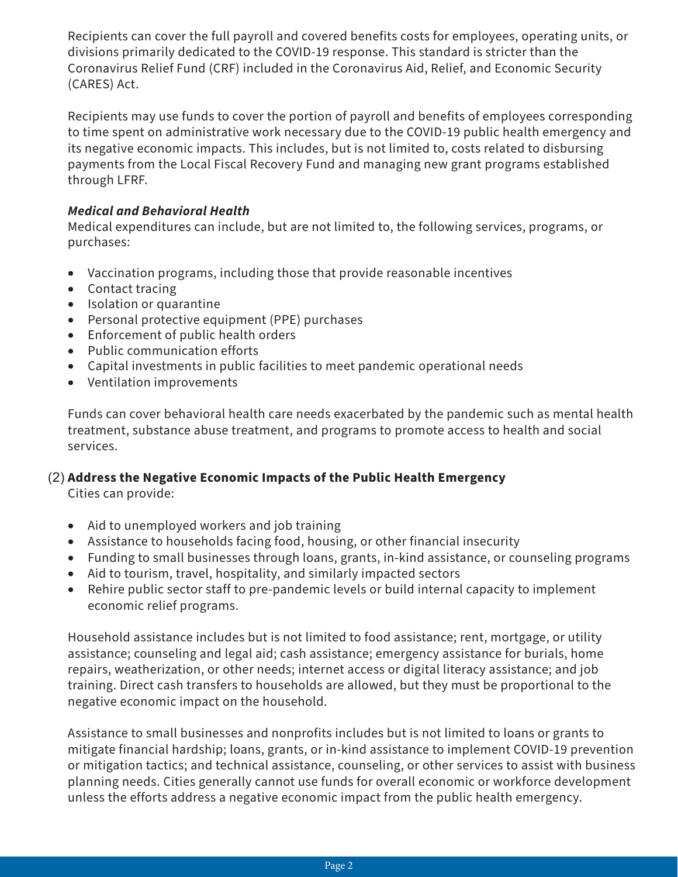Recipients can cover the full payroll and covered benefits costs for employees, operating units, or divisions primarily dedicated to the COVID-19 response. This standard is stricter than the Coronavirus Relief Fund (CRF) included in the Coronavirus Aid, Relief, and Economic Security (CARES) Act.

Recipients may use funds to cover the portion of payroll and benefits of employees corresponding to time spent on administrative work necessary due to the COVID-19 public health emergency and its negative economic impacts. This includes, but is not limited to, costs related to disbursing payments from the Local Fiscal Recovery Fund and managing new grant programs established through LFRF.

***Medical and Behavioral Health***

Medical expenditures can include, but are not limited to, the following services, programs, or purchases:

- Vaccination programs, including those that provide reasonable incentives
- Contact tracing
- Isolation or quarantine
- Personal protective equipment (PPE) purchases
- Enforcement of public health orders
- Public communication efforts
- Capital investments in public facilities to meet pandemic operational needs
- Ventilation improvements

Funds can cover behavioral health care needs exacerbated by the pandemic such as mental health treatment, substance abuse treatment, and programs to promote access to health and social services.

(2) **Address the Negative Economic Impacts of the Public Health Emergency**

Cities can provide:

- Aid to unemployed workers and job training
- Assistance to households facing food, housing, or other financial insecurity
- Funding to small businesses through loans, grants, in-kind assistance, or counseling programs
- Aid to tourism, travel, hospitality, and similarly impacted sectors
- Rehire public sector staff to pre-pandemic levels or build internal capacity to implement economic relief programs.

Household assistance includes but is not limited to food assistance; rent, mortgage, or utility assistance; counseling and legal aid; cash assistance; emergency assistance for burials, home repairs, weatherization, or other needs; internet access or digital literacy assistance; and job training. Direct cash transfers to households are allowed, but they must be proportional to the negative economic impact on the household.

Assistance to small businesses and nonprofits includes but is not limited to loans or grants to mitigate financial hardship; loans, grants, or in-kind assistance to implement COVID-19 prevention or mitigation tactics; and technical assistance, counseling, or other services to assist with business planning needs. Cities generally cannot use funds for overall economic or workforce development unless the efforts address a negative economic impact from the public health emergency.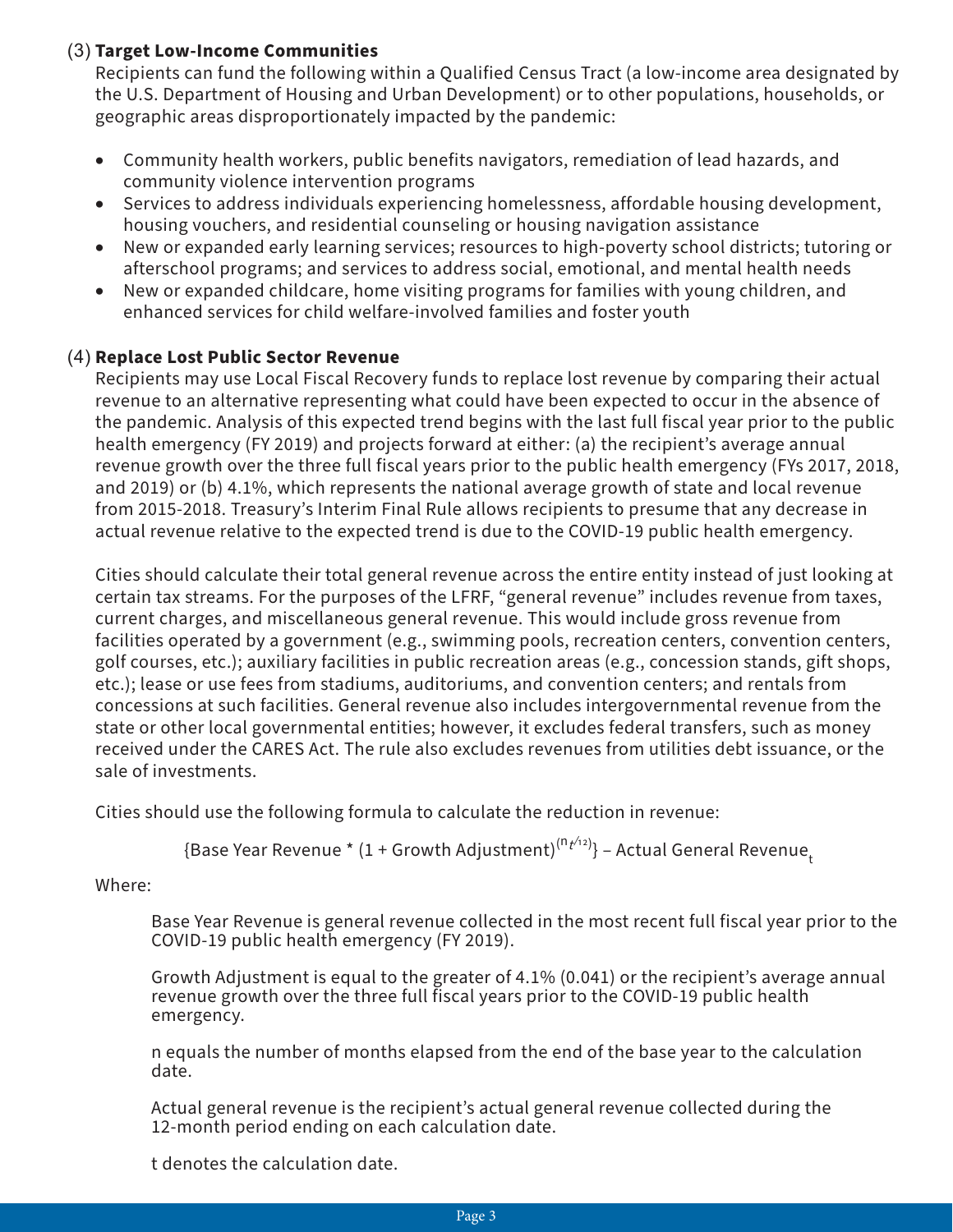(3) **Target Low-Income Communities**

Recipients can fund the following within a Qualified Census Tract (a low-income area designated by the U.S. Department of Housing and Urban Development) or to other populations, households, or geographic areas disproportionately impacted by the pandemic:

- Community health workers, public benefits navigators, remediation of lead hazards, and community violence intervention programs
- Services to address individuals experiencing homelessness, affordable housing development, housing vouchers, and residential counseling or housing navigation assistance
- New or expanded early learning services; resources to high-poverty school districts; tutoring or afterschool programs; and services to address social, emotional, and mental health needs
- New or expanded childcare, home visiting programs for families with young children, and enhanced services for child welfare-involved families and foster youth

(4) **Replace Lost Public Sector Revenue**

Recipients may use Local Fiscal Recovery funds to replace lost revenue by comparing their actual revenue to an alternative representing what could have been expected to occur in the absence of the pandemic. Analysis of this expected trend begins with the last full fiscal year prior to the public health emergency (FY 2019) and projects forward at either: (a) the recipient's average annual revenue growth over the three full fiscal years prior to the public health emergency (FYs 2017, 2018, and 2019) or (b) 4.1%, which represents the national average growth of state and local revenue from 2015-2018. Treasury's Interim Final Rule allows recipients to presume that any decrease in actual revenue relative to the expected trend is due to the COVID-19 public health emergency.

Cities should calculate their total general revenue across the entire entity instead of just looking at certain tax streams. For the purposes of the LFRF, "general revenue" includes revenue from taxes, current charges, and miscellaneous general revenue. This would include gross revenue from facilities operated by a government (e.g., swimming pools, recreation centers, convention centers, golf courses, etc.); auxiliary facilities in public recreation areas (e.g., concession stands, gift shops, etc.); lease or use fees from stadiums, auditoriums, and convention centers; and rentals from concessions at such facilities. General revenue also includes intergovernmental revenue from the state or other local governmental entities; however, it excludes federal transfers, such as money received under the CARES Act. The rule also excludes revenues from utilities debt issuance, or the sale of investments.

Cities should use the following formula to calculate the reduction in revenue:

$$\{\text{Base Year Revenue} * (1 + \text{Growth Adjustment})^{(n_t/12)}\} - \text{Actual General Revenue}_t$$

Where:

Base Year Revenue is general revenue collected in the most recent full fiscal year prior to the COVID-19 public health emergency (FY 2019).

Growth Adjustment is equal to the greater of 4.1% (0.041) or the recipient's average annual revenue growth over the three full fiscal years prior to the COVID-19 public health emergency.

n equals the number of months elapsed from the end of the base year to the calculation date.

Actual general revenue is the recipient's actual general revenue collected during the 12-month period ending on each calculation date.

t denotes the calculation date.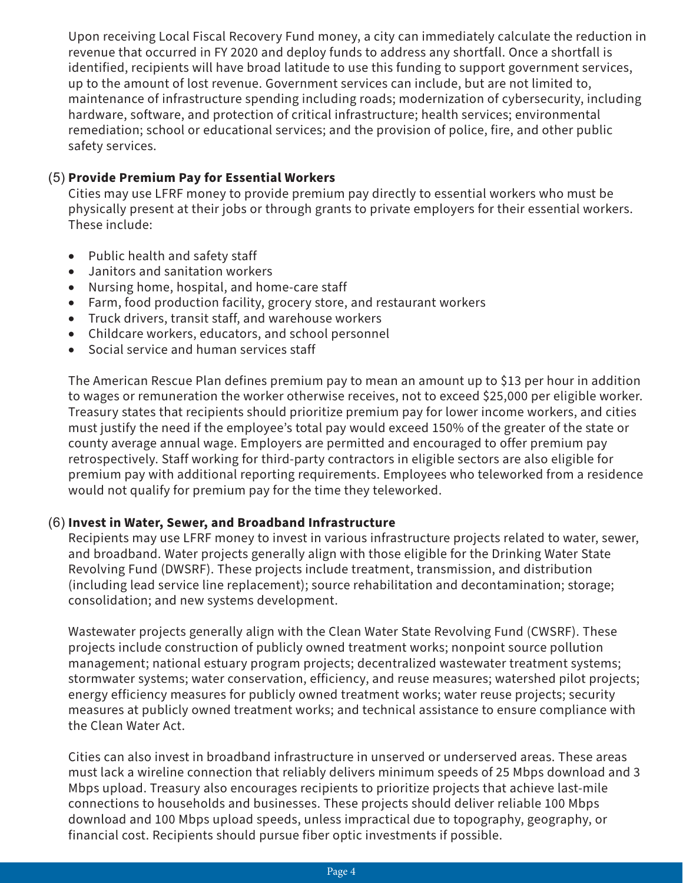Upon receiving Local Fiscal Recovery Fund money, a city can immediately calculate the reduction in revenue that occurred in FY 2020 and deploy funds to address any shortfall. Once a shortfall is identified, recipients will have broad latitude to use this funding to support government services, up to the amount of lost revenue. Government services can include, but are not limited to, maintenance of infrastructure spending including roads; modernization of cybersecurity, including hardware, software, and protection of critical infrastructure; health services; environmental remediation; school or educational services; and the provision of police, fire, and other public safety services.

### (5) Provide Premium Pay for Essential Workers

Cities may use LFRF money to provide premium pay directly to essential workers who must be physically present at their jobs or through grants to private employers for their essential workers. These include:

- Public health and safety staff
- Janitors and sanitation workers
- Nursing home, hospital, and home-care staff
- Farm, food production facility, grocery store, and restaurant workers
- Truck drivers, transit staff, and warehouse workers
- Childcare workers, educators, and school personnel
- Social service and human services staff

The American Rescue Plan defines premium pay to mean an amount up to $13 per hour in addition to wages or remuneration the worker otherwise receives, not to exceed $25,000 per eligible worker. Treasury states that recipients should prioritize premium pay for lower income workers, and cities must justify the need if the employee's total pay would exceed 150% of the greater of the state or county average annual wage. Employers are permitted and encouraged to offer premium pay retrospectively. Staff working for third-party contractors in eligible sectors are also eligible for premium pay with additional reporting requirements. Employees who teleworked from a residence would not qualify for premium pay for the time they teleworked.

### (6) Invest in Water, Sewer, and Broadband Infrastructure

Recipients may use LFRF money to invest in various infrastructure projects related to water, sewer, and broadband. Water projects generally align with those eligible for the Drinking Water State Revolving Fund (DWSRF). These projects include treatment, transmission, and distribution (including lead service line replacement); source rehabilitation and decontamination; storage; consolidation; and new systems development.

Wastewater projects generally align with the Clean Water State Revolving Fund (CWSRF). These projects include construction of publicly owned treatment works; nonpoint source pollution management; national estuary program projects; decentralized wastewater treatment systems; stormwater systems; water conservation, efficiency, and reuse measures; watershed pilot projects; energy efficiency measures for publicly owned treatment works; water reuse projects; security measures at publicly owned treatment works; and technical assistance to ensure compliance with the Clean Water Act.

Cities can also invest in broadband infrastructure in unserved or underserved areas. These areas must lack a wireline connection that reliably delivers minimum speeds of 25 Mbps download and 3 Mbps upload. Treasury also encourages recipients to prioritize projects that achieve last-mile connections to households and businesses. These projects should deliver reliable 100 Mbps download and 100 Mbps upload speeds, unless impractical due to topography, geography, or financial cost. Recipients should pursue fiber optic investments if possible.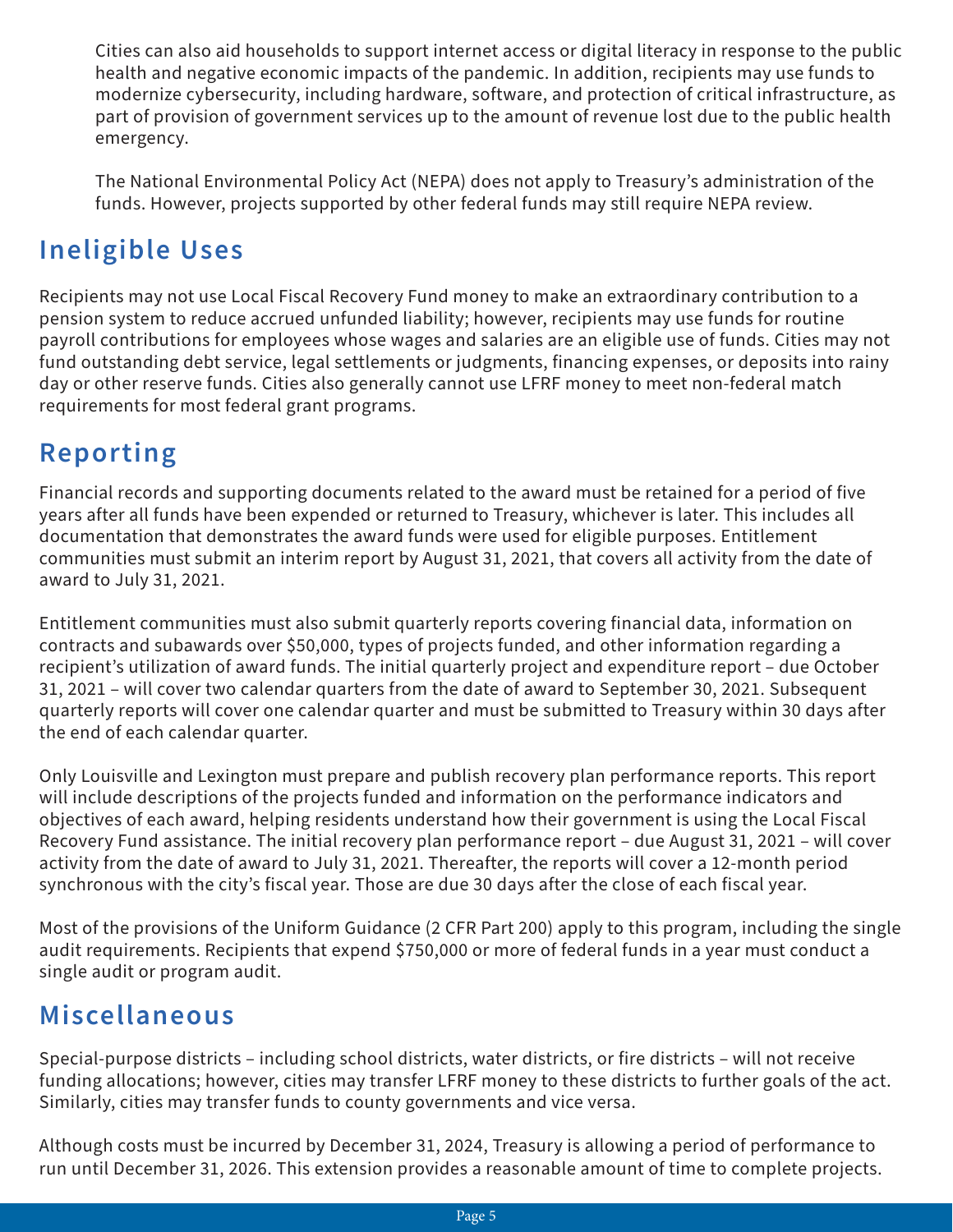Cities can also aid households to support internet access or digital literacy in response to the public health and negative economic impacts of the pandemic. In addition, recipients may use funds to modernize cybersecurity, including hardware, software, and protection of critical infrastructure, as part of provision of government services up to the amount of revenue lost due to the public health emergency.

The National Environmental Policy Act (NEPA) does not apply to Treasury's administration of the funds. However, projects supported by other federal funds may still require NEPA review.

## Ineligible Uses

Recipients may not use Local Fiscal Recovery Fund money to make an extraordinary contribution to a pension system to reduce accrued unfunded liability; however, recipients may use funds for routine payroll contributions for employees whose wages and salaries are an eligible use of funds. Cities may not fund outstanding debt service, legal settlements or judgments, financing expenses, or deposits into rainy day or other reserve funds. Cities also generally cannot use LFRF money to meet non-federal match requirements for most federal grant programs.

## Reporting

Financial records and supporting documents related to the award must be retained for a period of five years after all funds have been expended or returned to Treasury, whichever is later. This includes all documentation that demonstrates the award funds were used for eligible purposes. Entitlement communities must submit an interim report by August 31, 2021, that covers all activity from the date of award to July 31, 2021.

Entitlement communities must also submit quarterly reports covering financial data, information on contracts and subawards over $50,000, types of projects funded, and other information regarding a recipient's utilization of award funds. The initial quarterly project and expenditure report – due October 31, 2021 – will cover two calendar quarters from the date of award to September 30, 2021. Subsequent quarterly reports will cover one calendar quarter and must be submitted to Treasury within 30 days after the end of each calendar quarter.

Only Louisville and Lexington must prepare and publish recovery plan performance reports. This report will include descriptions of the projects funded and information on the performance indicators and objectives of each award, helping residents understand how their government is using the Local Fiscal Recovery Fund assistance. The initial recovery plan performance report – due August 31, 2021 – will cover activity from the date of award to July 31, 2021. Thereafter, the reports will cover a 12-month period synchronous with the city's fiscal year. Those are due 30 days after the close of each fiscal year.

Most of the provisions of the Uniform Guidance (2 CFR Part 200) apply to this program, including the single audit requirements. Recipients that expend $750,000 or more of federal funds in a year must conduct a single audit or program audit.

## Miscellaneous

Special-purpose districts – including school districts, water districts, or fire districts – will not receive funding allocations; however, cities may transfer LFRF money to these districts to further goals of the act. Similarly, cities may transfer funds to county governments and vice versa.

Although costs must be incurred by December 31, 2024, Treasury is allowing a period of performance to run until December 31, 2026. This extension provides a reasonable amount of time to complete projects.